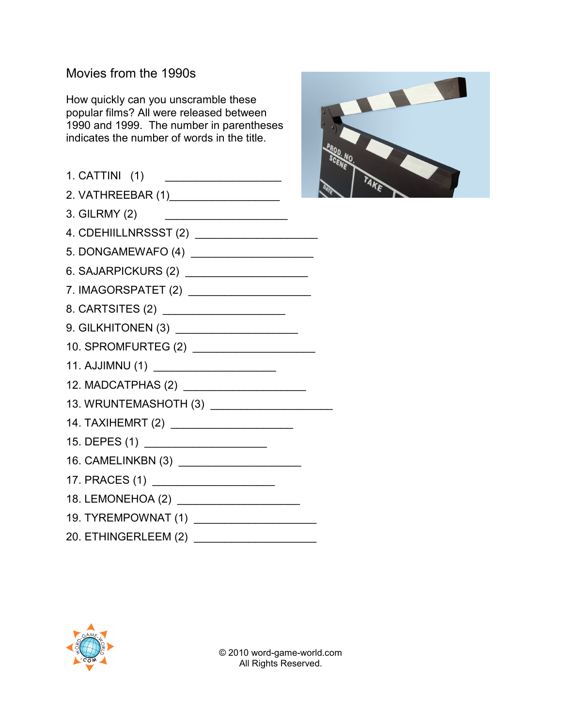Movies from the 1990s

How quickly can you unscramble these popular films? All were released between 1990 and 1999. The number in parentheses indicates the number of words in the title.

1. CATTINI (1) ___________________
2. VATHREEBAR (1)___________________
3. GILRMY (2) ____________________
4. CDEHIILLNRSSST (2) ____________________
5. DONGAMEWAFO (4) ____________________
6. SAJARPICKURS (2) ____________________
7. IMAGORSPATET (2) ____________________
8. CARTSITES (2) ____________________
9. GILKHITONEN (3) ____________________
10. SPROMFURTEG (2) ____________________
11. AJJIMNU (1) ____________________
12. MADCATPHAS (2) ____________________
13. WRUNTEMASHOTH (3) ____________________
14. TAXIHEMRT (2) ____________________
15. DEPES (1) ____________________
16. CAMELINKBN (3) ____________________
17. PRACES (1) ____________________
18. LEMONEHOA (2) ____________________
19. TYREMPOWNAT (1) ____________________
20. ETHINGERLEEM (2) ____________________

© 2010 word-game-world.com
All Rights Reserved.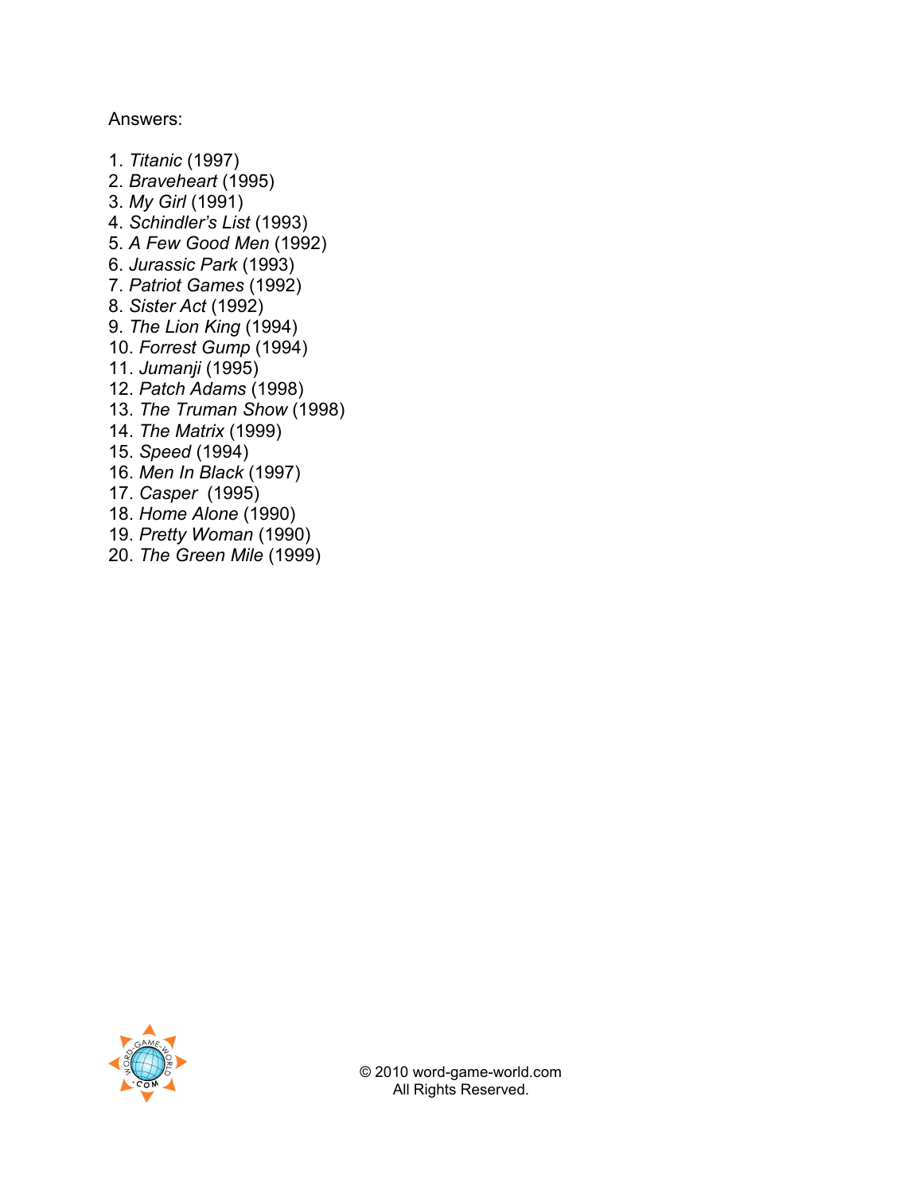Answers:

1. *Titanic* (1997)
2. *Braveheart* (1995)
3. *My Girl* (1991)
4. *Schindler's List* (1993)
5. *A Few Good Men* (1992)
6. *Jurassic Park* (1993)
7. *Patriot Games* (1992)
8. *Sister Act* (1992)
9. *The Lion King* (1994)
10. *Forrest Gump* (1994)
11. *Jumanji* (1995)
12. *Patch Adams* (1998)
13. *The Truman Show* (1998)
14. *The Matrix* (1999)
15. *Speed* (1994)
16. *Men In Black* (1997)
17. *Casper* (1995)
18. *Home Alone* (1990)
19. *Pretty Woman* (1990)
20. *The Green Mile* (1999)

© 2010 word-game-world.com
All Rights Reserved.